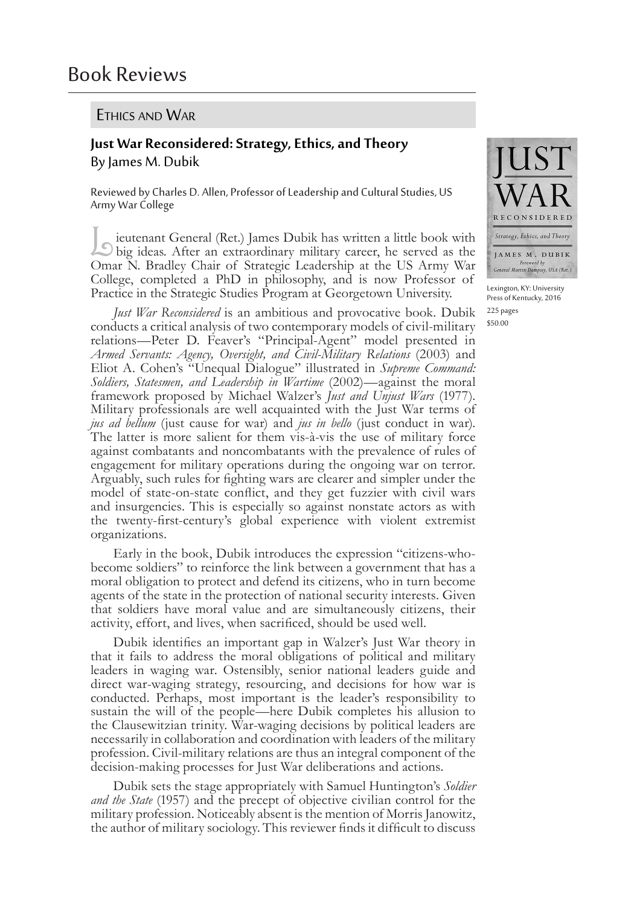# Book Reviews

## Ethics and War

### Just War Reconsidered: Strategy, Ethics, and Theory

By James M. Dubik

Reviewed by Charles D. Allen, Professor of Leadership and Cultural Studies, US Army War College

Lexington, KY: University Press of Kentucky, 2016

225 pages

$50.00

Lieutenant General (Ret.) James Dubik has written a little book with big ideas. After an extraordinary military career, he served as the Omar N. Bradley Chair of Strategic Leadership at the US Army War College, completed a PhD in philosophy, and is now Professor of Practice in the Strategic Studies Program at Georgetown University.

*Just War Reconsidered* is an ambitious and provocative book. Dubik conducts a critical analysis of two contemporary models of civil-military relations—Peter D. Feaver's "Principal-Agent" model presented in *Armed Servants: Agency, Oversight, and Civil-Military Relations* (2003) and Eliot A. Cohen's "Unequal Dialogue" illustrated in *Supreme Command: Soldiers, Statesmen, and Leadership in Wartime* (2002)—against the moral framework proposed by Michael Walzer's *Just and Unjust Wars* (1977). Military professionals are well acquainted with the Just War terms of *jus ad bellum* (just cause for war) and *jus in bello* (just conduct in war). The latter is more salient for them vis-à-vis the use of military force against combatants and noncombatants with the prevalence of rules of engagement for military operations during the ongoing war on terror. Arguably, such rules for fighting wars are clearer and simpler under the model of state-on-state conflict, and they get fuzzier with civil wars and insurgencies. This is especially so against nonstate actors as with the twenty-first-century's global experience with violent extremist organizations.

Early in the book, Dubik introduces the expression "citizens-who-become soldiers" to reinforce the link between a government that has a moral obligation to protect and defend its citizens, who in turn become agents of the state in the protection of national security interests. Given that soldiers have moral value and are simultaneously citizens, their activity, effort, and lives, when sacrificed, should be used well.

Dubik identifies an important gap in Walzer's Just War theory in that it fails to address the moral obligations of political and military leaders in waging war. Ostensibly, senior national leaders guide and direct war-waging strategy, resourcing, and decisions for how war is conducted. Perhaps, most important is the leader's responsibility to sustain the will of the people—here Dubik completes his allusion to the Clausewitzian trinity. War-waging decisions by political leaders are necessarily in collaboration and coordination with leaders of the military profession. Civil-military relations are thus an integral component of the decision-making processes for Just War deliberations and actions.

Dubik sets the stage appropriately with Samuel Huntington's *Soldier and the State* (1957) and the precept of objective civilian control for the military profession. Noticeably absent is the mention of Morris Janowitz, the author of military sociology. This reviewer finds it difficult to discuss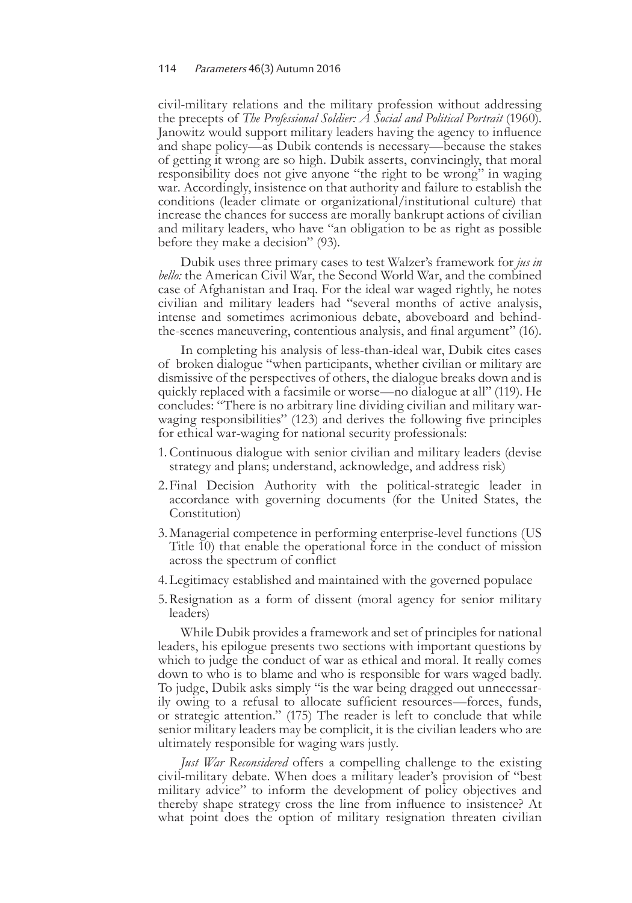civil-military relations and the military profession without addressing the precepts of *The Professional Soldier: A Social and Political Portrait* (1960). Janowitz would support military leaders having the agency to influence and shape policy—as Dubik contends is necessary—because the stakes of getting it wrong are so high. Dubik asserts, convincingly, that moral responsibility does not give anyone "the right to be wrong" in waging war. Accordingly, insistence on that authority and failure to establish the conditions (leader climate or organizational/institutional culture) that increase the chances for success are morally bankrupt actions of civilian and military leaders, who have "an obligation to be as right as possible before they make a decision" (93).

Dubik uses three primary cases to test Walzer's framework for *jus in bello:* the American Civil War, the Second World War, and the combined case of Afghanistan and Iraq. For the ideal war waged rightly, he notes civilian and military leaders had "several months of active analysis, intense and sometimes acrimonious debate, aboveboard and behind-the-scenes maneuvering, contentious analysis, and final argument" (16).

In completing his analysis of less-than-ideal war, Dubik cites cases of broken dialogue "when participants, whether civilian or military are dismissive of the perspectives of others, the dialogue breaks down and is quickly replaced with a facsimile or worse—no dialogue at all" (119). He concludes: "There is no arbitrary line dividing civilian and military war-waging responsibilities" (123) and derives the following five principles for ethical war-waging for national security professionals:

1. Continuous dialogue with senior civilian and military leaders (devise strategy and plans; understand, acknowledge, and address risk)
2. Final Decision Authority with the political-strategic leader in accordance with governing documents (for the United States, the Constitution)
3. Managerial competence in performing enterprise-level functions (US Title 10) that enable the operational force in the conduct of mission across the spectrum of conflict
4. Legitimacy established and maintained with the governed populace
5. Resignation as a form of dissent (moral agency for senior military leaders)

While Dubik provides a framework and set of principles for national leaders, his epilogue presents two sections with important questions by which to judge the conduct of war as ethical and moral. It really comes down to who is to blame and who is responsible for wars waged badly. To judge, Dubik asks simply "is the war being dragged out unnecessarily owing to a refusal to allocate sufficient resources—forces, funds, or strategic attention." (175) The reader is left to conclude that while senior military leaders may be complicit, it is the civilian leaders who are ultimately responsible for waging wars justly.

*Just War Reconsidered* offers a compelling challenge to the existing civil-military debate. When does a military leader's provision of "best military advice" to inform the development of policy objectives and thereby shape strategy cross the line from influence to insistence? At what point does the option of military resignation threaten civilian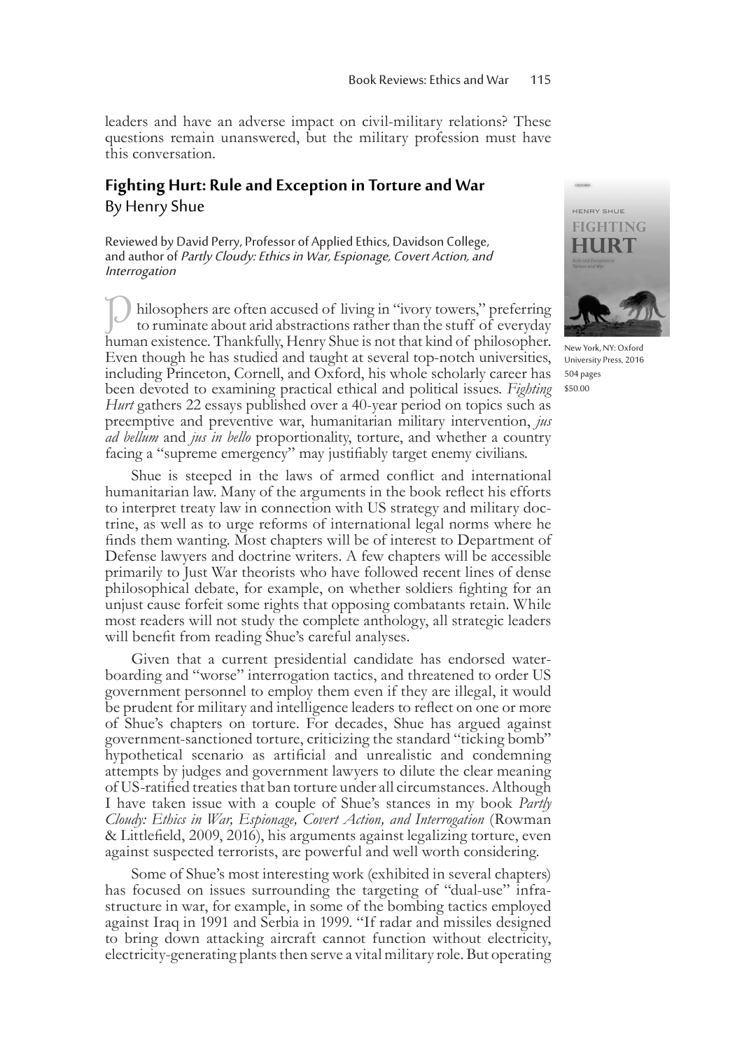leaders and have an adverse impact on civil-military relations? These questions remain unanswered, but the military profession must have this conversation.

## Fighting Hurt: Rule and Exception in Torture and War

By Henry Shue

Reviewed by David Perry, Professor of Applied Ethics, Davidson College, and author of *Partly Cloudy: Ethics in War, Espionage, Covert Action, and Interrogation*

New York, NY: Oxford University Press, 2016
504 pages
$50.00

Philosophers are often accused of living in "ivory towers," preferring to ruminate about arid abstractions rather than the stuff of everyday human existence. Thankfully, Henry Shue is not that kind of philosopher. Even though he has studied and taught at several top-notch universities, including Princeton, Cornell, and Oxford, his whole scholarly career has been devoted to examining practical ethical and political issues. *Fighting Hurt* gathers 22 essays published over a 40-year period on topics such as preemptive and preventive war, humanitarian military intervention, *jus ad bellum* and *jus in bello* proportionality, torture, and whether a country facing a "supreme emergency" may justifiably target enemy civilians.

Shue is steeped in the laws of armed conflict and international humanitarian law. Many of the arguments in the book reflect his efforts to interpret treaty law in connection with US strategy and military doctrine, as well as to urge reforms of international legal norms where he finds them wanting. Most chapters will be of interest to Department of Defense lawyers and doctrine writers. A few chapters will be accessible primarily to Just War theorists who have followed recent lines of dense philosophical debate, for example, on whether soldiers fighting for an unjust cause forfeit some rights that opposing combatants retain. While most readers will not study the complete anthology, all strategic leaders will benefit from reading Shue's careful analyses.

Given that a current presidential candidate has endorsed waterboarding and "worse" interrogation tactics, and threatened to order US government personnel to employ them even if they are illegal, it would be prudent for military and intelligence leaders to reflect on one or more of Shue's chapters on torture. For decades, Shue has argued against government-sanctioned torture, criticizing the standard "ticking bomb" hypothetical scenario as artificial and unrealistic and condemning attempts by judges and government lawyers to dilute the clear meaning of US-ratified treaties that ban torture under all circumstances. Although I have taken issue with a couple of Shue's stances in my book *Partly Cloudy: Ethics in War, Espionage, Covert Action, and Interrogation* (Rowman & Littlefield, 2009, 2016), his arguments against legalizing torture, even against suspected terrorists, are powerful and well worth considering.

Some of Shue's most interesting work (exhibited in several chapters) has focused on issues surrounding the targeting of "dual-use" infrastructure in war, for example, in some of the bombing tactics employed against Iraq in 1991 and Serbia in 1999. "If radar and missiles designed to bring down attacking aircraft cannot function without electricity, electricity-generating plants then serve a vital military role. But operating